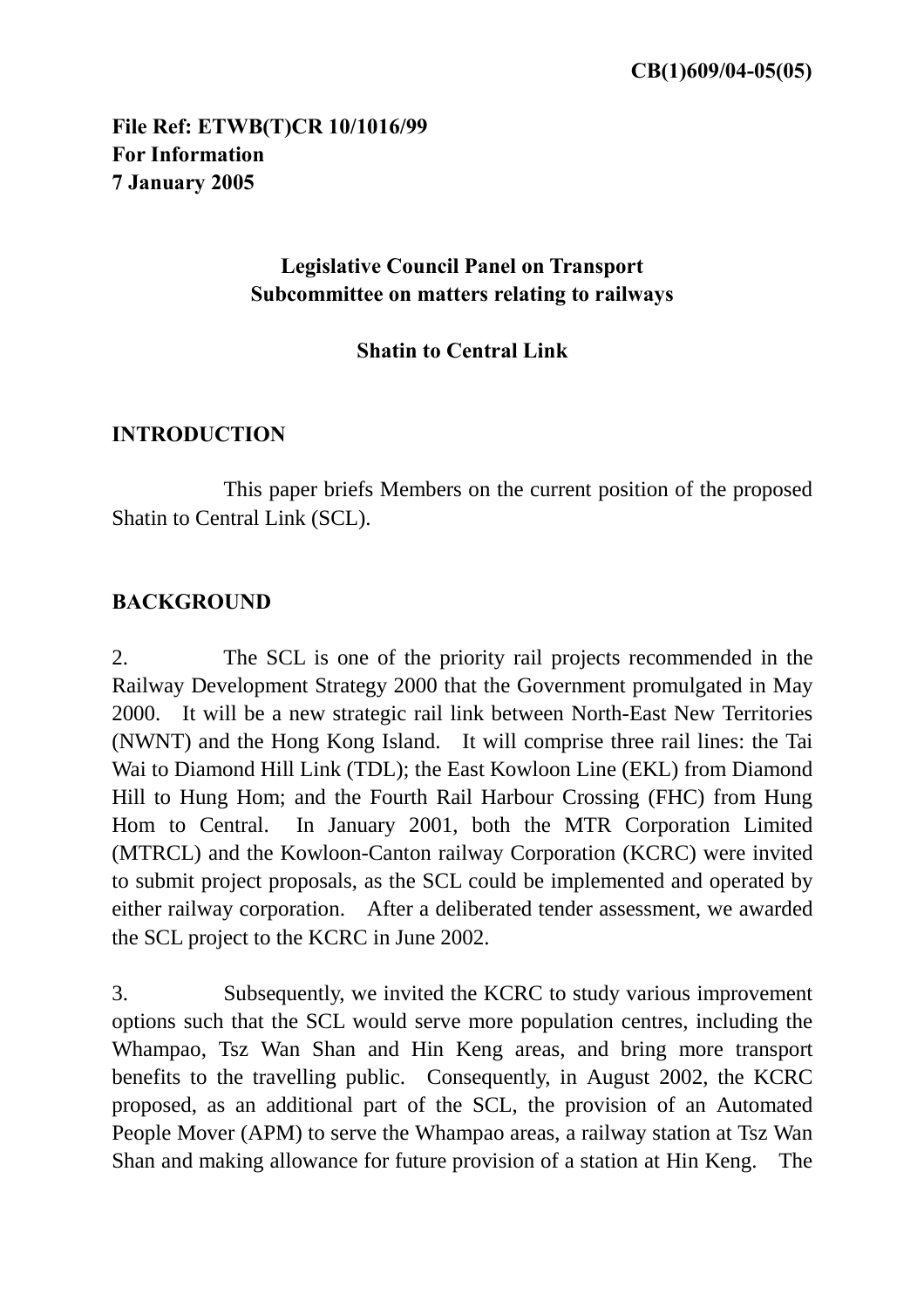**CB(1)609/04-05(05)**

**File Ref: ETWB(T)CR 10/1016/99**
**For Information**
**7 January 2005**

**Legislative Council Panel on Transport**
**Subcommittee on matters relating to railways**

**Shatin to Central Link**

## INTRODUCTION

This paper briefs Members on the current position of the proposed Shatin to Central Link (SCL).

## BACKGROUND

2. The SCL is one of the priority rail projects recommended in the Railway Development Strategy 2000 that the Government promulgated in May 2000. It will be a new strategic rail link between North-East New Territories (NWNT) and the Hong Kong Island. It will comprise three rail lines: the Tai Wai to Diamond Hill Link (TDL); the East Kowloon Line (EKL) from Diamond Hill to Hung Hom; and the Fourth Rail Harbour Crossing (FHC) from Hung Hom to Central. In January 2001, both the MTR Corporation Limited (MTRCL) and the Kowloon-Canton railway Corporation (KCRC) were invited to submit project proposals, as the SCL could be implemented and operated by either railway corporation. After a deliberated tender assessment, we awarded the SCL project to the KCRC in June 2002.

3. Subsequently, we invited the KCRC to study various improvement options such that the SCL would serve more population centres, including the Whampao, Tsz Wan Shan and Hin Keng areas, and bring more transport benefits to the travelling public. Consequently, in August 2002, the KCRC proposed, as an additional part of the SCL, the provision of an Automated People Mover (APM) to serve the Whampao areas, a railway station at Tsz Wan Shan and making allowance for future provision of a station at Hin Keng. The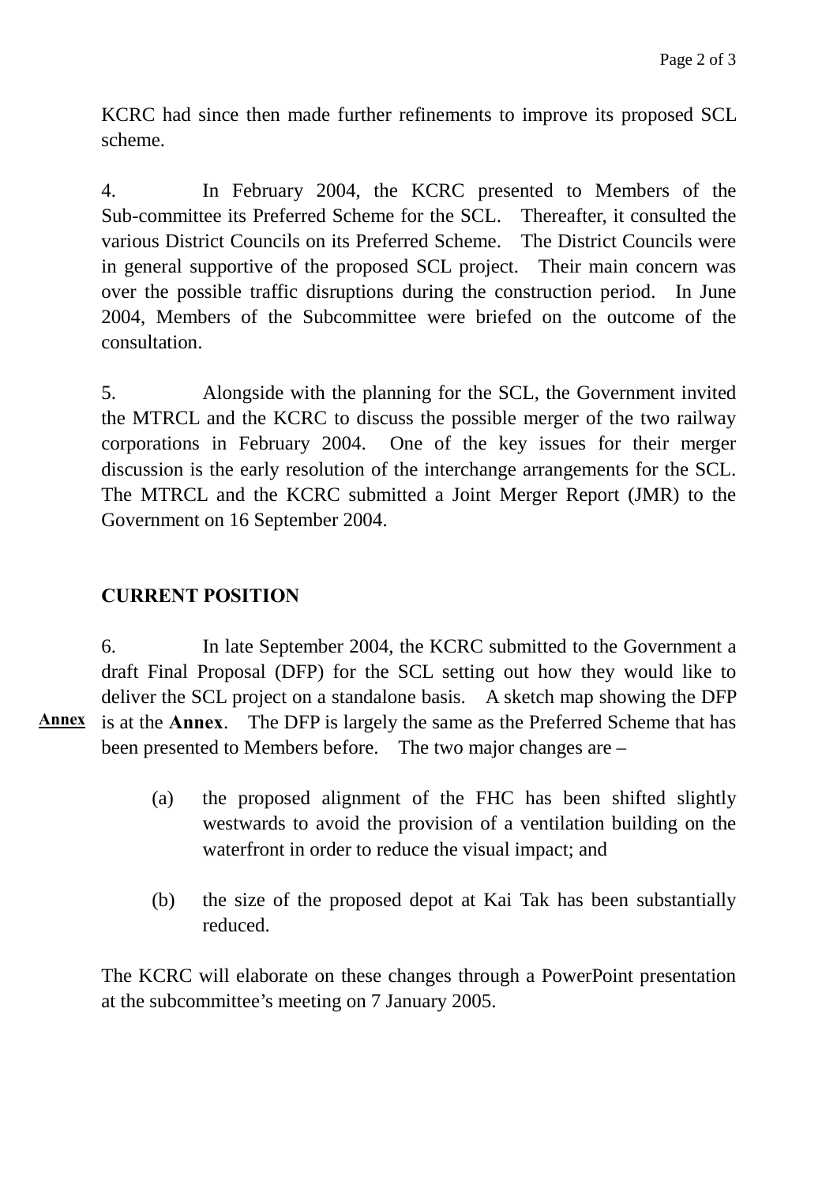KCRC had since then made further refinements to improve its proposed SCL scheme.

4. In February 2004, the KCRC presented to Members of the Sub-committee its Preferred Scheme for the SCL. Thereafter, it consulted the various District Councils on its Preferred Scheme. The District Councils were in general supportive of the proposed SCL project. Their main concern was over the possible traffic disruptions during the construction period. In June 2004, Members of the Subcommittee were briefed on the outcome of the consultation.

5. Alongside with the planning for the SCL, the Government invited the MTRCL and the KCRC to discuss the possible merger of the two railway corporations in February 2004. One of the key issues for their merger discussion is the early resolution of the interchange arrangements for the SCL. The MTRCL and the KCRC submitted a Joint Merger Report (JMR) to the Government on 16 September 2004.

## CURRENT POSITION

6. In late September 2004, the KCRC submitted to the Government a draft Final Proposal (DFP) for the SCL setting out how they would like to deliver the SCL project on a standalone basis. A sketch map showing the DFP is at the **Annex**. The DFP is largely the same as the Preferred Scheme that has been presented to Members before. The two major changes are –

**Annex**

(a) the proposed alignment of the FHC has been shifted slightly westwards to avoid the provision of a ventilation building on the waterfront in order to reduce the visual impact; and

(b) the size of the proposed depot at Kai Tak has been substantially reduced.

The KCRC will elaborate on these changes through a PowerPoint presentation at the subcommittee's meeting on 7 January 2005.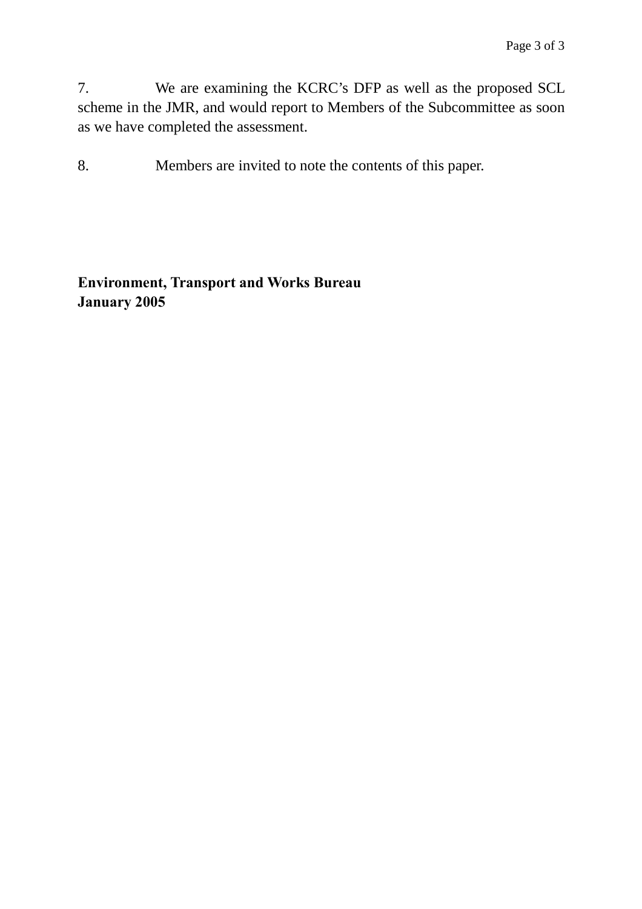7. We are examining the KCRC's DFP as well as the proposed SCL scheme in the JMR, and would report to Members of the Subcommittee as soon as we have completed the assessment.

8. Members are invited to note the contents of this paper.

**Environment, Transport and Works Bureau**
**January 2005**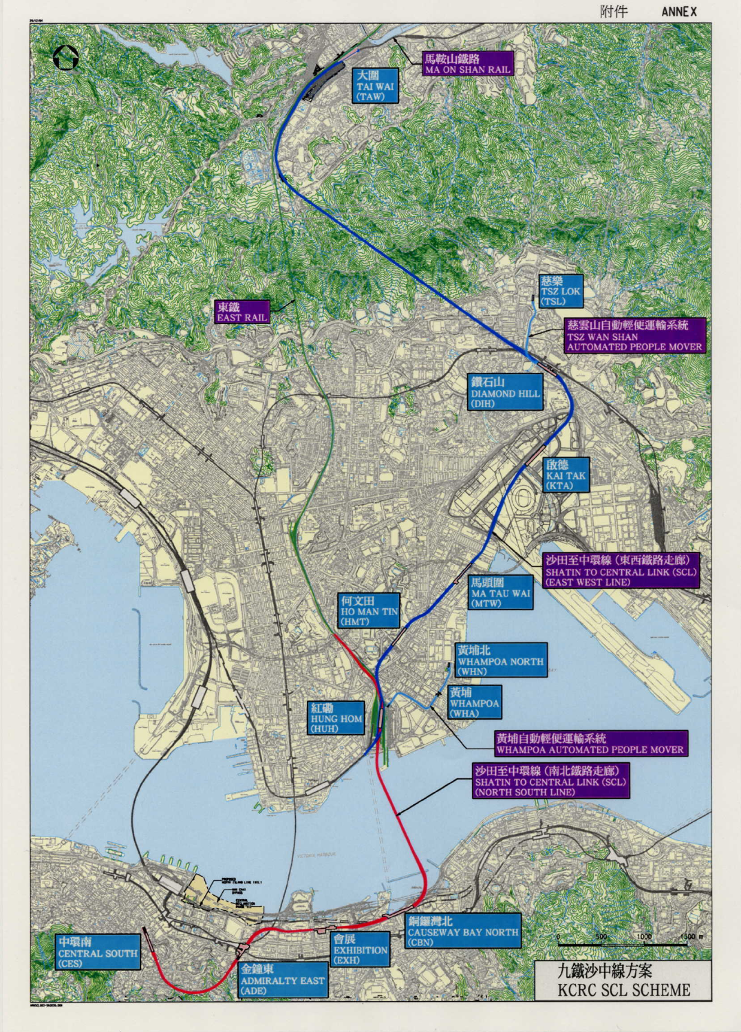附件 ANNEX

馬鞍山鐵路
MA ON SHAN RAIL

大圍
TAI WAI
(TAW)

慈樂
TSZ LOK
(TSL)

慈雲山自動輕便運輸系統
TSZ WAN SHAN
AUTOMATED PEOPLE MOVER

東鐵
EAST RAIL

鑽石山
DIAMOND HILL
(DIH)

啟德
KAI TAK
(KTA)

沙田至中環線（東西鐵路走廊）
SHATIN TO CENTRAL LINK (SCL)
(EAST WEST LINE)

馬頭圍
MA TAU WAI
(MTW)

何文田
HO MAN TIN
(HMT)

黃埔北
WHAMPOA NORTH
(WHN)

黃埔
WHAMPOA
(WHA)

紅磡
HUNG HOM
(HUH)

黃埔自動輕便運輸系統
WHAMPOA AUTOMATED PEOPLE MOVER

沙田至中環線（南北鐵路走廊）
SHATIN TO CENTRAL LINK (SCL)
(NORTH SOUTH LINE)

中環南
CENTRAL SOUTH
(CES)

金鐘東
ADMIRALTY EAST
(ADE)

會展
EXHIBITION
(EXH)

銅鑼灣北
CAUSEWAY BAY NORTH
(CBN)

0 500 1000 1500 m

九鐵沙中線方案
KCRC SCL SCHEME